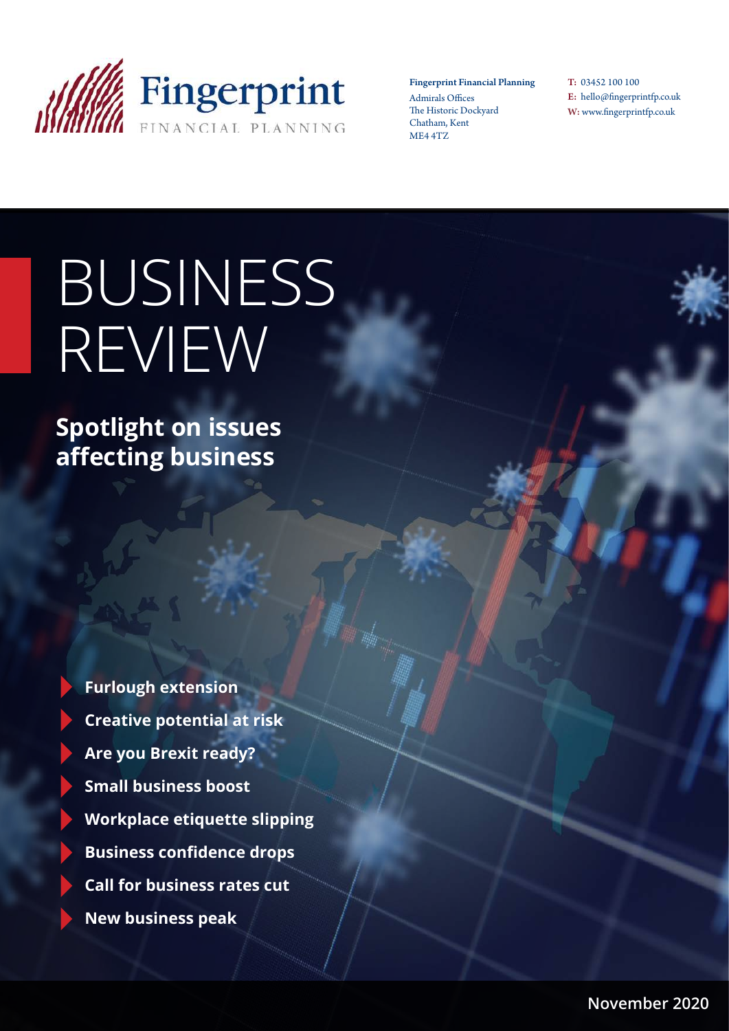Fingerprint FINANCIAL PLANNING

**Fingerprint Financial Planning**
Admirals Offices
The Historic Dockyard
Chatham, Kent
ME4 4TZ

**T:** 03452 100 100
**E:** hello@fingerprintfp.co.uk
**W:** www.fingerprintfp.co.uk

# BUSINESS REVIEW

## Spotlight on issues affecting business

- **Furlough extension**
- **Creative potential at risk**
- **Are you Brexit ready?**
- **Small business boost**
- **Workplace etiquette slipping**
- **Business confidence drops**
- **Call for business rates cut**
- **New business peak**

November 2020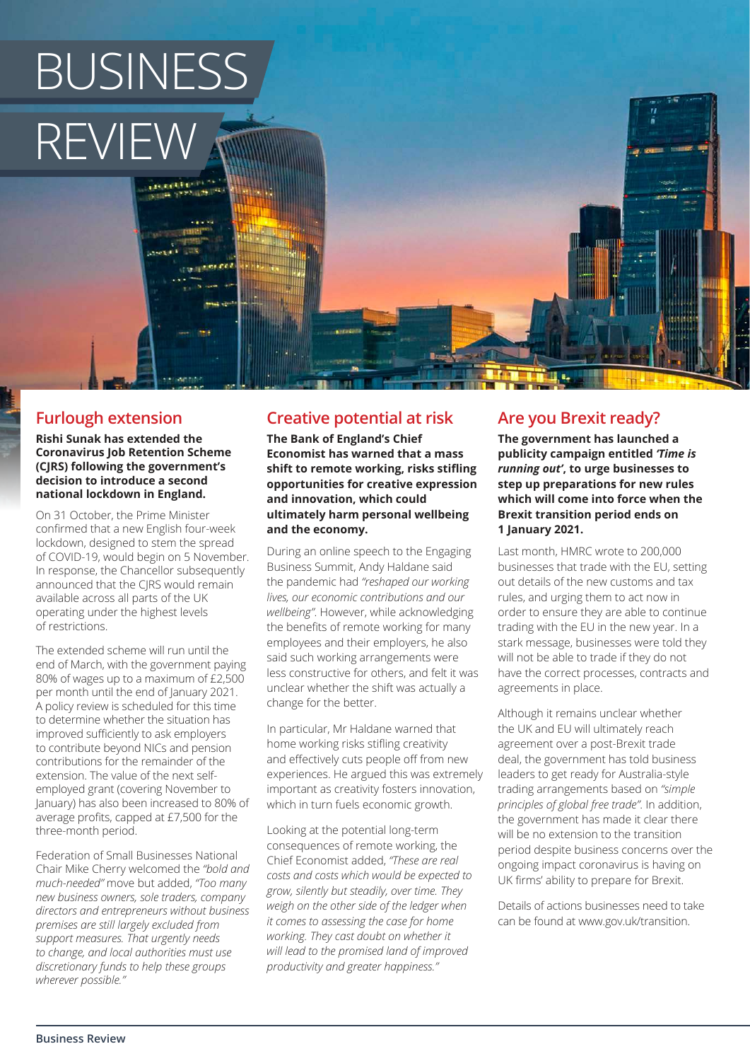# BUSINESS REVIEW

## Furlough extension

**Rishi Sunak has extended the Coronavirus Job Retention Scheme (CJRS) following the government's decision to introduce a second national lockdown in England.**

On 31 October, the Prime Minister confirmed that a new English four-week lockdown, designed to stem the spread of COVID-19, would begin on 5 November. In response, the Chancellor subsequently announced that the CJRS would remain available across all parts of the UK operating under the highest levels of restrictions.

The extended scheme will run until the end of March, with the government paying 80% of wages up to a maximum of £2,500 per month until the end of January 2021. A policy review is scheduled for this time to determine whether the situation has improved sufficiently to ask employers to contribute beyond NICs and pension contributions for the remainder of the extension. The value of the next self-employed grant (covering November to January) has also been increased to 80% of average profits, capped at £7,500 for the three-month period.

Federation of Small Businesses National Chair Mike Cherry welcomed the *"bold and much-needed"* move but added, *"Too many new business owners, sole traders, company directors and entrepreneurs without business premises are still largely excluded from support measures. That urgently needs to change, and local authorities must use discretionary funds to help these groups wherever possible."*

## Creative potential at risk

**The Bank of England's Chief Economist has warned that a mass shift to remote working, risks stifling opportunities for creative expression and innovation, which could ultimately harm personal wellbeing and the economy.**

During an online speech to the Engaging Business Summit, Andy Haldane said the pandemic had *"reshaped our working lives, our economic contributions and our wellbeing"*. However, while acknowledging the benefits of remote working for many employees and their employers, he also said such working arrangements were less constructive for others, and felt it was unclear whether the shift was actually a change for the better.

In particular, Mr Haldane warned that home working risks stifling creativity and effectively cuts people off from new experiences. He argued this was extremely important as creativity fosters innovation, which in turn fuels economic growth.

Looking at the potential long-term consequences of remote working, the Chief Economist added, *"These are real costs and costs which would be expected to grow, silently but steadily, over time. They weigh on the other side of the ledger when it comes to assessing the case for home working. They cast doubt on whether it will lead to the promised land of improved productivity and greater happiness."*

## Are you Brexit ready?

**The government has launched a publicity campaign entitled *'Time is running out'*, to urge businesses to step up preparations for new rules which will come into force when the Brexit transition period ends on 1 January 2021.**

Last month, HMRC wrote to 200,000 businesses that trade with the EU, setting out details of the new customs and tax rules, and urging them to act now in order to ensure they are able to continue trading with the EU in the new year. In a stark message, businesses were told they will not be able to trade if they do not have the correct processes, contracts and agreements in place.

Although it remains unclear whether the UK and EU will ultimately reach agreement over a post-Brexit trade deal, the government has told business leaders to get ready for Australia-style trading arrangements based on *"simple principles of global free trade"*. In addition, the government has made it clear there will be no extension to the transition period despite business concerns over the ongoing impact coronavirus is having on UK firms' ability to prepare for Brexit.

Details of actions businesses need to take can be found at www.gov.uk/transition.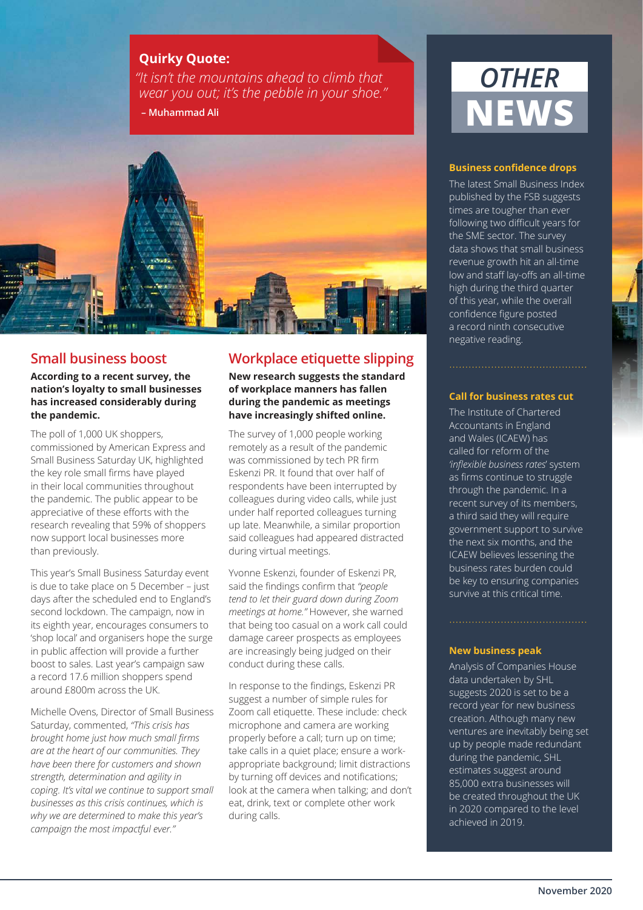**Quirky Quote:**

*"It isn't the mountains ahead to climb that wear you out; it's the pebble in your shoe."*

**– Muhammad Ali**

## Small business boost

**According to a recent survey, the nation's loyalty to small businesses has increased considerably during the pandemic.**

The poll of 1,000 UK shoppers, commissioned by American Express and Small Business Saturday UK, highlighted the key role small firms have played in their local communities throughout the pandemic. The public appear to be appreciative of these efforts with the research revealing that 59% of shoppers now support local businesses more than previously.

This year's Small Business Saturday event is due to take place on 5 December – just days after the scheduled end to England's second lockdown. The campaign, now in its eighth year, encourages consumers to 'shop local' and organisers hope the surge in public affection will provide a further boost to sales. Last year's campaign saw a record 17.6 million shoppers spend around £800m across the UK.

Michelle Ovens, Director of Small Business Saturday, commented, *"This crisis has brought home just how much small firms are at the heart of our communities. They have been there for customers and shown strength, determination and agility in coping. It's vital we continue to support small businesses as this crisis continues, which is why we are determined to make this year's campaign the most impactful ever."*

## Workplace etiquette slipping

**New research suggests the standard of workplace manners has fallen during the pandemic as meetings have increasingly shifted online.**

The survey of 1,000 people working remotely as a result of the pandemic was commissioned by tech PR firm Eskenzi PR. It found that over half of respondents have been interrupted by colleagues during video calls, while just under half reported colleagues turning up late. Meanwhile, a similar proportion said colleagues had appeared distracted during virtual meetings.

Yvonne Eskenzi, founder of Eskenzi PR, said the findings confirm that *"people tend to let their guard down during Zoom meetings at home."* However, she warned that being too casual on a work call could damage career prospects as employees are increasingly being judged on their conduct during these calls.

In response to the findings, Eskenzi PR suggest a number of simple rules for Zoom call etiquette. These include: check microphone and camera are working properly before a call; turn up on time; take calls in a quiet place; ensure a work-appropriate background; limit distractions by turning off devices and notifications; look at the camera when talking; and don't eat, drink, text or complete other work during calls.

# OTHER NEWS

### Business confidence drops

The latest Small Business Index published by the FSB suggests times are tougher than ever following two difficult years for the SME sector. The survey data shows that small business revenue growth hit an all-time low and staff lay-offs an all-time high during the third quarter of this year, while the overall confidence figure posted a record ninth consecutive negative reading.

### Call for business rates cut

The Institute of Chartered Accountants in England and Wales (ICAEW) has called for reform of the *'inflexible business rates'* system as firms continue to struggle through the pandemic. In a recent survey of its members, a third said they will require government support to survive the next six months, and the ICAEW believes lessening the business rates burden could be key to ensuring companies survive at this critical time.

### New business peak

Analysis of Companies House data undertaken by SHL suggests 2020 is set to be a record year for new business creation. Although many new ventures are inevitably being set up by people made redundant during the pandemic, SHL estimates suggest around 85,000 extra businesses will be created throughout the UK in 2020 compared to the level achieved in 2019.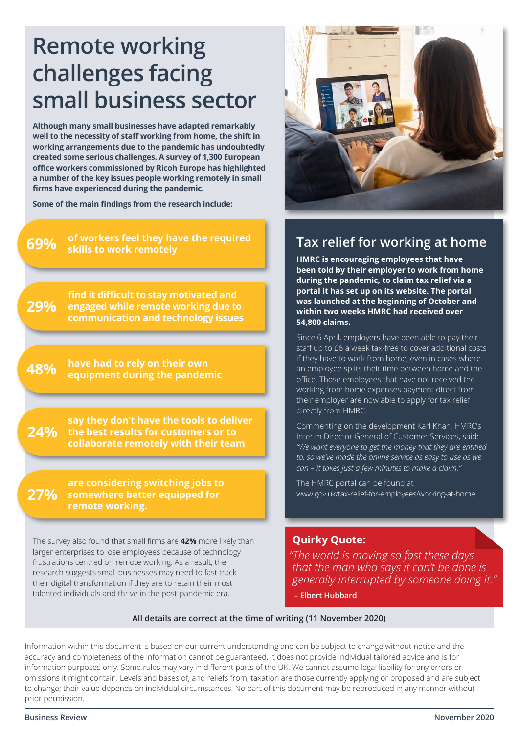# Remote working challenges facing small business sector

**Although many small businesses have adapted remarkably well to the necessity of staff working from home, the shift in working arrangements due to the pandemic has undoubtedly created some serious challenges. A survey of 1,300 European office workers commissioned by Ricoh Europe has highlighted a number of the key issues people working remotely in small firms have experienced during the pandemic.**

**Some of the main findings from the research include:**

- **69%** of workers feel they have the required skills to work remotely
- **29%** find it difficult to stay motivated and engaged while remote working due to communication and technology issues
- **48%** have had to rely on their own equipment during the pandemic
- **24%** say they don't have the tools to deliver the best results for customers or to collaborate remotely with their team
- **27%** are considering switching jobs to somewhere better equipped for remote working.

The survey also found that small firms are **42%** more likely than larger enterprises to lose employees because of technology frustrations centred on remote working. As a result, the research suggests small businesses may need to fast track their digital transformation if they are to retain their most talented individuals and thrive in the post-pandemic era.

## Tax relief for working at home

**HMRC is encouraging employees that have been told by their employer to work from home during the pandemic, to claim tax relief via a portal it has set up on its website. The portal was launched at the beginning of October and within two weeks HMRC had received over 54,800 claims.**

Since 6 April, employers have been able to pay their staff up to £6 a week tax-free to cover additional costs if they have to work from home, even in cases where an employee splits their time between home and the office. Those employees that have not received the working from home expenses payment direct from their employer are now able to apply for tax relief directly from HMRC.

Commenting on the development Karl Khan, HMRC's Interim Director General of Customer Services, said: *"We want everyone to get the money that they are entitled to, so we've made the online service as easy to use as we can – it takes just a few minutes to make a claim."*

The HMRC portal can be found at www.gov.uk/tax-relief-for-employees/working-at-home.

### Quirky Quote:

*"The world is moving so fast these days that the man who says it can't be done is generally interrupted by someone doing it."*

**– Elbert Hubbard**

**All details are correct at the time of writing (11 November 2020)**

Information within this document is based on our current understanding and can be subject to change without notice and the accuracy and completeness of the information cannot be guaranteed. It does not provide individual tailored advice and is for information purposes only. Some rules may vary in different parts of the UK. We cannot assume legal liability for any errors or omissions it might contain. Levels and bases of, and reliefs from, taxation are those currently applying or proposed and are subject to change; their value depends on individual circumstances. No part of this document may be reproduced in any manner without prior permission.